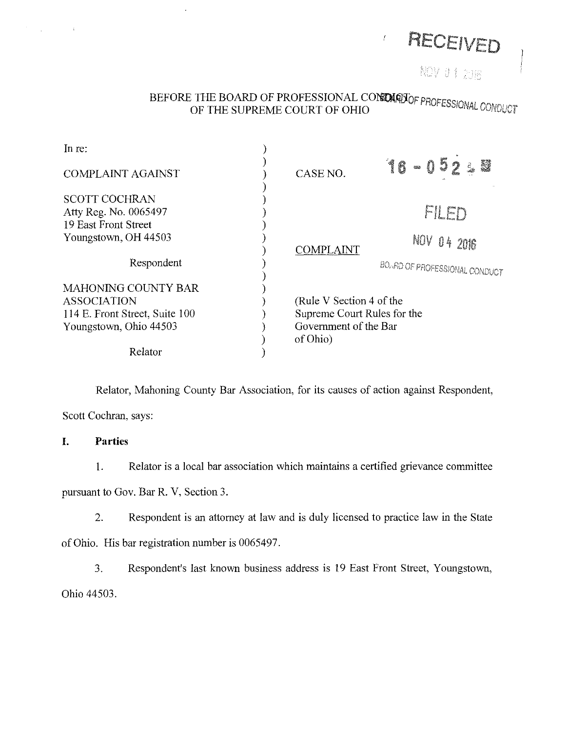RECEIVED

NOV 01 2016

BOARD OF PROFESSIONAL CONDUCT

BEFORE THE BOARD OF PROFESSIONAL CONDUCT
OF THE SUPREME COURT OF OHIO

| | | |
|---|---|---|
| In re: | ) | |
| | ) | |
| COMPLAINT AGAINST | ) | CASE NO. 16 - 052 |
| | ) | |
| SCOTT COCHRAN | ) | |
| Atty Reg. No. 0065497 | ) | FILED |
| 19 East Front Street | ) | |
| Youngstown, OH 44503 | ) | NOV 04 2016 |
| | ) | COMPLAINT |
| Respondent | ) | BOARD OF PROFESSIONAL CONDUCT |
| | ) | |
| MAHONING COUNTY BAR ASSOCIATION | ) | |
| 114 E. Front Street, Suite 100 | ) | (Rule V Section 4 of the Supreme Court Rules for the Government of the Bar of Ohio) |
| Youngstown, Ohio 44503 | ) | |
| | ) | |
| Relator | ) | |

Relator, Mahoning County Bar Association, for its causes of action against Respondent, Scott Cochran, says:

## I. Parties

1. Relator is a local bar association which maintains a certified grievance committee pursuant to Gov. Bar R. V, Section 3.

2. Respondent is an attorney at law and is duly licensed to practice law in the State of Ohio. His bar registration number is 0065497.

3. Respondent's last known business address is 19 East Front Street, Youngstown, Ohio 44503.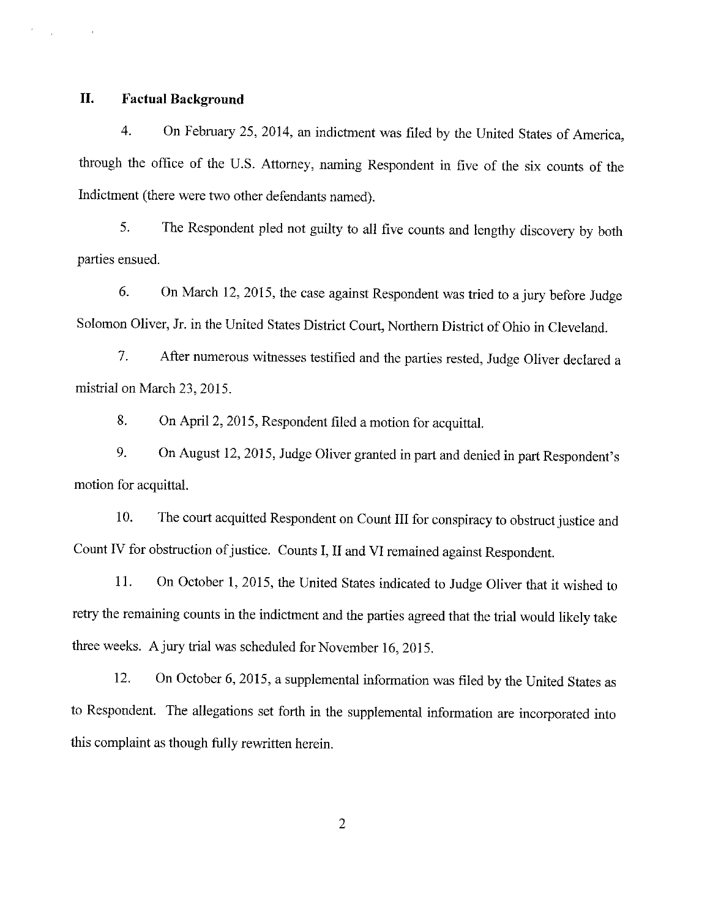## II. Factual Background

4. On February 25, 2014, an indictment was filed by the United States of America, through the office of the U.S. Attorney, naming Respondent in five of the six counts of the Indictment (there were two other defendants named).

5. The Respondent pled not guilty to all five counts and lengthy discovery by both parties ensued.

6. On March 12, 2015, the case against Respondent was tried to a jury before Judge Solomon Oliver, Jr. in the United States District Court, Northern District of Ohio in Cleveland.

7. After numerous witnesses testified and the parties rested, Judge Oliver declared a mistrial on March 23, 2015.

8. On April 2, 2015, Respondent filed a motion for acquittal.

9. On August 12, 2015, Judge Oliver granted in part and denied in part Respondent's motion for acquittal.

10. The court acquitted Respondent on Count III for conspiracy to obstruct justice and Count IV for obstruction of justice. Counts I, II and VI remained against Respondent.

11. On October 1, 2015, the United States indicated to Judge Oliver that it wished to retry the remaining counts in the indictment and the parties agreed that the trial would likely take three weeks. A jury trial was scheduled for November 16, 2015.

12. On October 6, 2015, a supplemental information was filed by the United States as to Respondent. The allegations set forth in the supplemental information are incorporated into this complaint as though fully rewritten herein.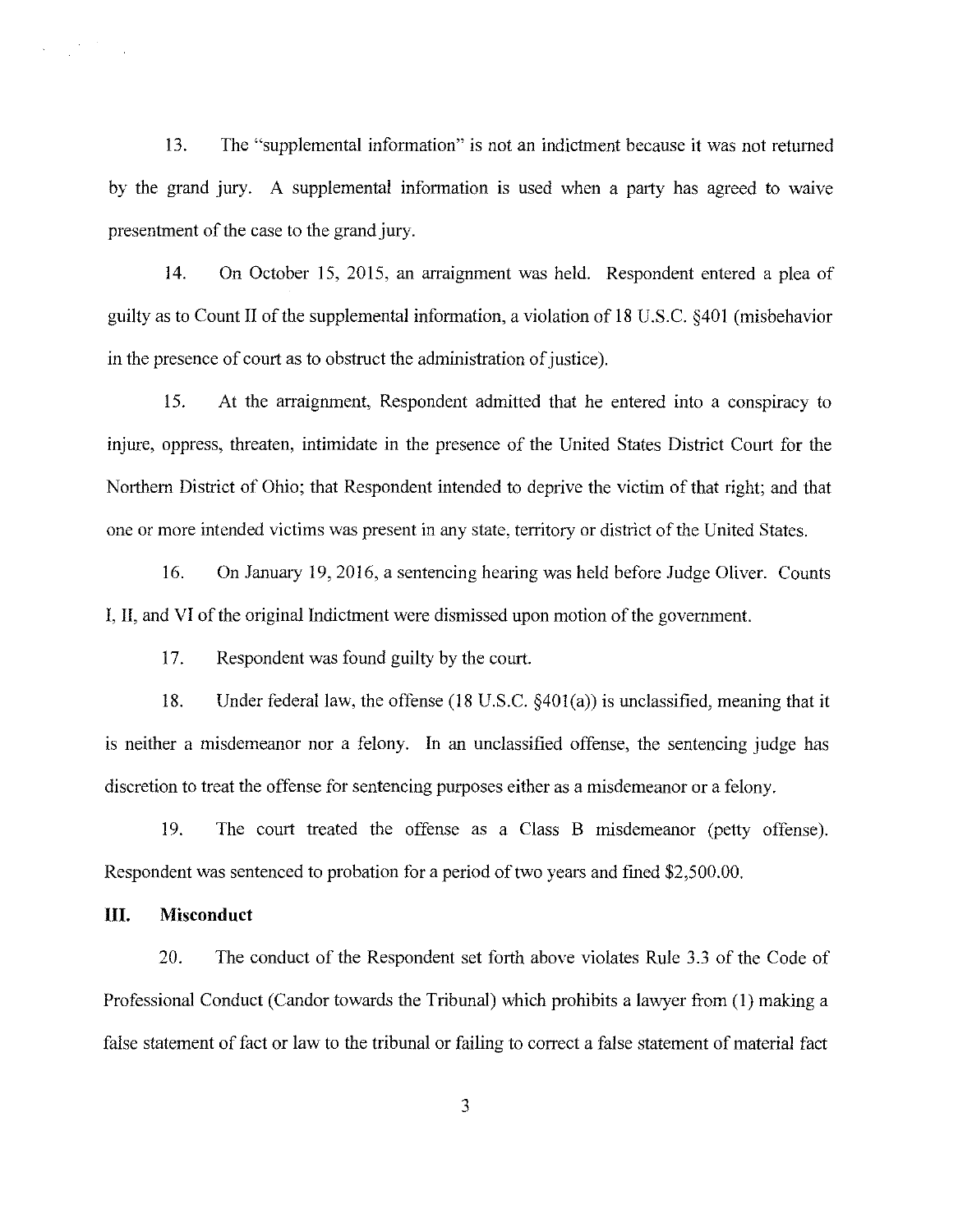13. The "supplemental information" is not an indictment because it was not returned by the grand jury. A supplemental information is used when a party has agreed to waive presentment of the case to the grand jury.

14. On October 15, 2015, an arraignment was held. Respondent entered a plea of guilty as to Count II of the supplemental information, a violation of 18 U.S.C. §401 (misbehavior in the presence of court as to obstruct the administration of justice).

15. At the arraignment, Respondent admitted that he entered into a conspiracy to injure, oppress, threaten, intimidate in the presence of the United States District Court for the Northern District of Ohio; that Respondent intended to deprive the victim of that right; and that one or more intended victims was present in any state, territory or district of the United States.

16. On January 19, 2016, a sentencing hearing was held before Judge Oliver. Counts I, II, and VI of the original Indictment were dismissed upon motion of the government.

17. Respondent was found guilty by the court.

18. Under federal law, the offense (18 U.S.C. §401(a)) is unclassified, meaning that it is neither a misdemeanor nor a felony. In an unclassified offense, the sentencing judge has discretion to treat the offense for sentencing purposes either as a misdemeanor or a felony.

19. The court treated the offense as a Class B misdemeanor (petty offense). Respondent was sentenced to probation for a period of two years and fined $2,500.00.

## III. Misconduct

20. The conduct of the Respondent set forth above violates Rule 3.3 of the Code of Professional Conduct (Candor towards the Tribunal) which prohibits a lawyer from (1) making a false statement of fact or law to the tribunal or failing to correct a false statement of material fact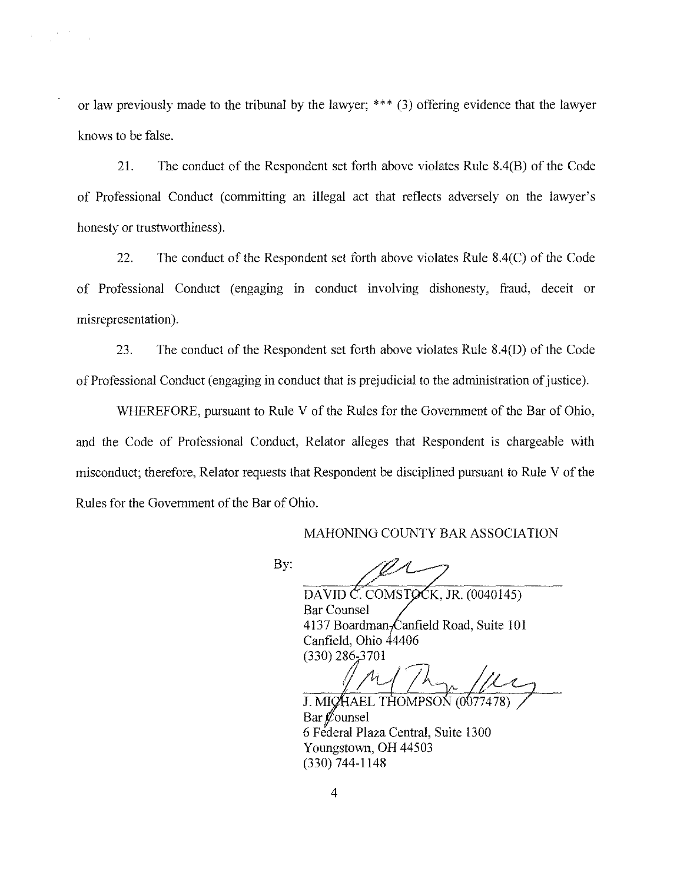or law previously made to the tribunal by the lawyer; *** (3) offering evidence that the lawyer knows to be false.

21. The conduct of the Respondent set forth above violates Rule 8.4(B) of the Code of Professional Conduct (committing an illegal act that reflects adversely on the lawyer's honesty or trustworthiness).

22. The conduct of the Respondent set forth above violates Rule 8.4(C) of the Code of Professional Conduct (engaging in conduct involving dishonesty, fraud, deceit or misrepresentation).

23. The conduct of the Respondent set forth above violates Rule 8.4(D) of the Code of Professional Conduct (engaging in conduct that is prejudicial to the administration of justice).

WHEREFORE, pursuant to Rule V of the Rules for the Government of the Bar of Ohio, and the Code of Professional Conduct, Relator alleges that Respondent is chargeable with misconduct; therefore, Relator requests that Respondent be disciplined pursuant to Rule V of the Rules for the Government of the Bar of Ohio.

MAHONING COUNTY BAR ASSOCIATION

By:

DAVID C. COMSTOCK, JR. (0040145)
Bar Counsel
4137 Boardman-Canfield Road, Suite 101
Canfield, Ohio 44406
(330) 286-3701

J. MICHAEL THOMPSON (0077478)
Bar Counsel
6 Federal Plaza Central, Suite 1300
Youngstown, OH 44503
(330) 744-1148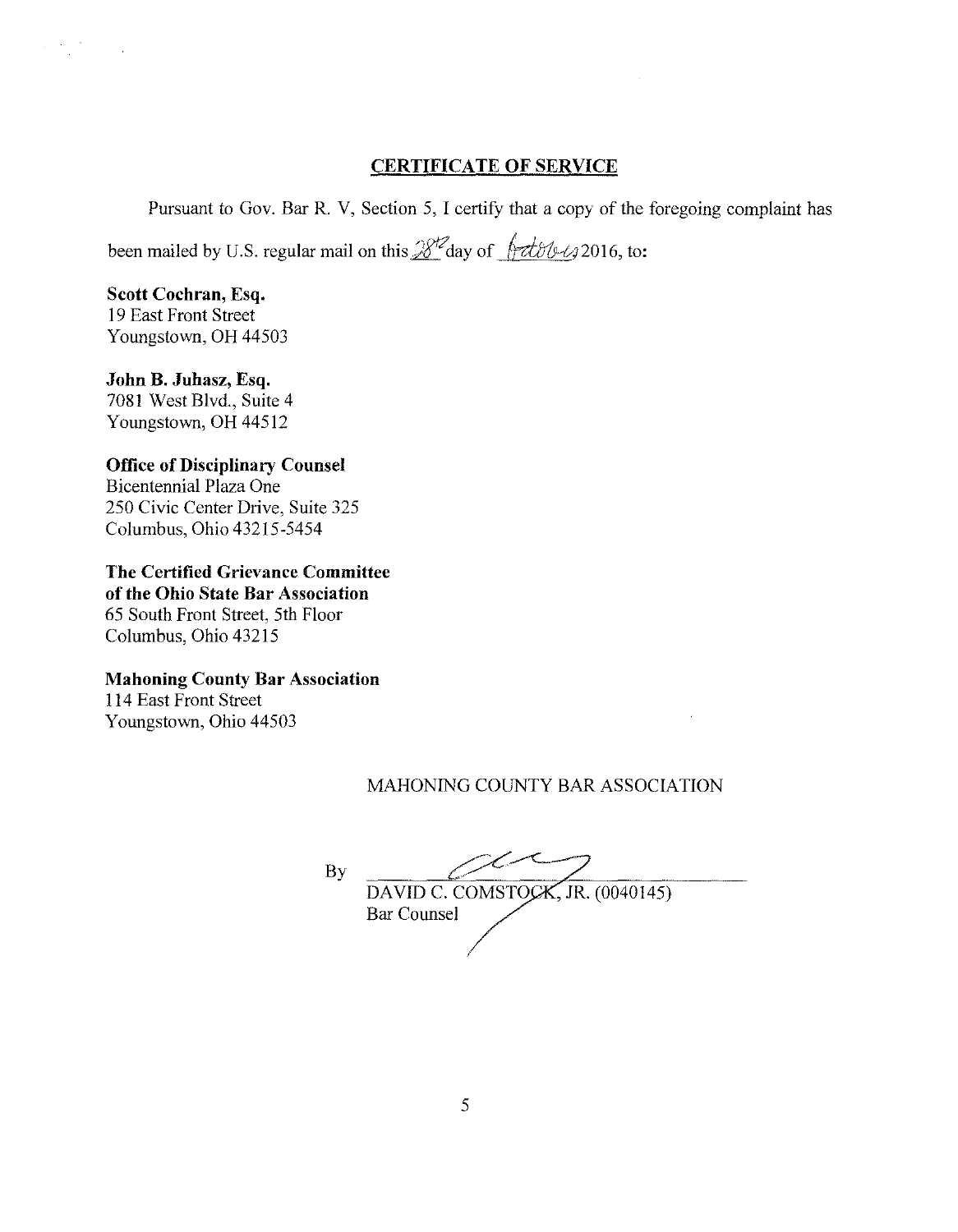## CERTIFICATE OF SERVICE

Pursuant to Gov. Bar R. V, Section 5, I certify that a copy of the foregoing complaint has been mailed by U.S. regular mail on this 28th day of October 2016, to:

**Scott Cochran, Esq.**
19 East Front Street
Youngstown, OH 44503

**John B. Juhasz, Esq.**
7081 West Blvd., Suite 4
Youngstown, OH 44512

**Office of Disciplinary Counsel**
Bicentennial Plaza One
250 Civic Center Drive, Suite 325
Columbus, Ohio 43215-5454

**The Certified Grievance Committee of the Ohio State Bar Association**
65 South Front Street, 5th Floor
Columbus, Ohio 43215

**Mahoning County Bar Association**
114 East Front Street
Youngstown, Ohio 44503

MAHONING COUNTY BAR ASSOCIATION

By ______________________________
DAVID C. COMSTOCK, JR. (0040145)
Bar Counsel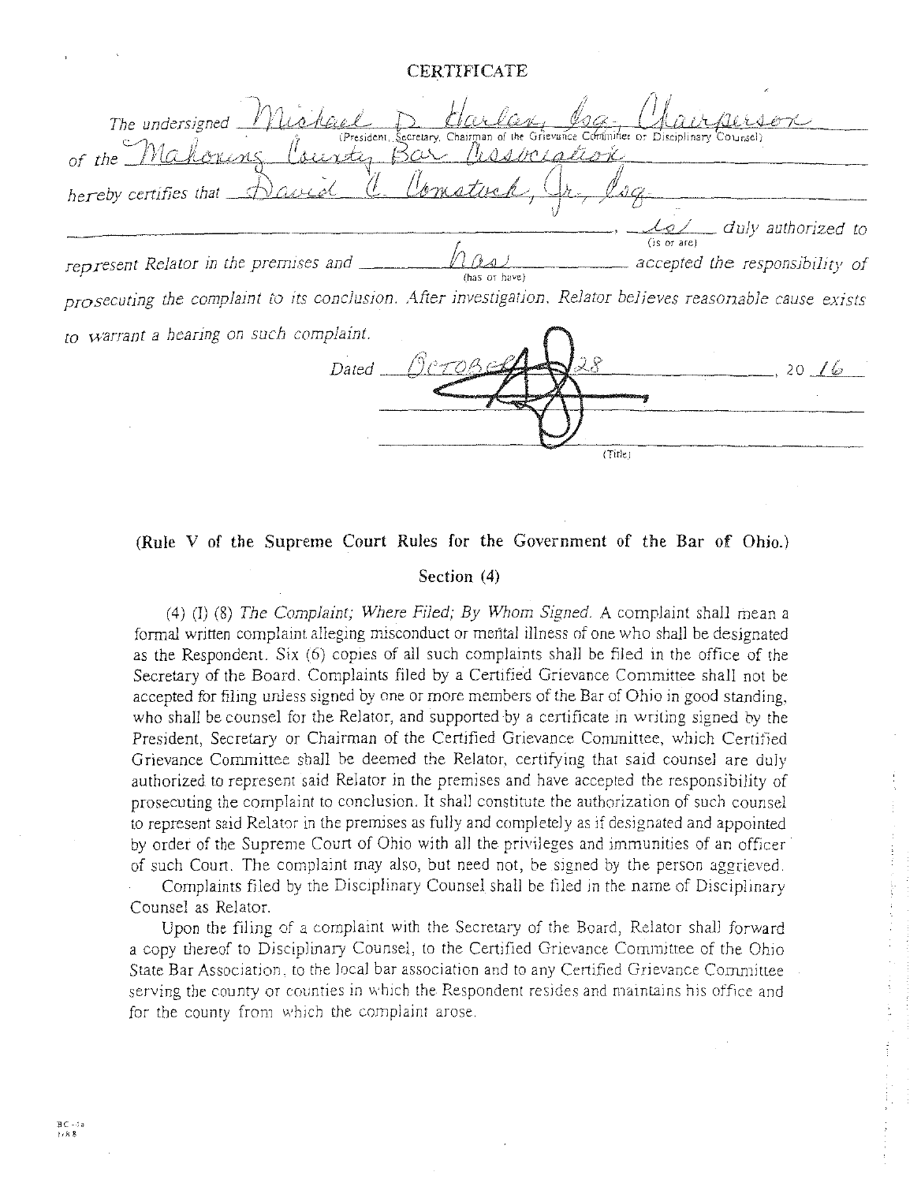# CERTIFICATE

*The undersigned* Michael D. Harlan, Esq. Chairperson
(President, Secretary, Chairman of the Grievance Committee or Disciplinary Counsel)

*of the* Mahoning County Bar Association

*hereby certifies that* David C. Comstock, Jr., Esq.

, is *duly authorized to* (is or are)

*represent Relator in the premises and* has *accepted the responsibility of* (has or have)

*prosecuting the complaint to its conclusion. After investigation, Relator believes reasonable cause exists to warrant a hearing on such complaint.*

Dated October 28, 20 16

(Title)

## (Rule V of the Supreme Court Rules for the Government of the Bar of Ohio.)

### Section (4)

(4) (I) (8) *The Complaint; Where Filed; By Whom Signed.* A complaint shall mean a formal written complaint alleging misconduct or mental illness of one who shall be designated as the Respondent. Six (6) copies of all such complaints shall be filed in the office of the Secretary of the Board. Complaints filed by a Certified Grievance Committee shall not be accepted for filing unless signed by one or more members of the Bar of Ohio in good standing, who shall be counsel for the Relator, and supported by a certificate in writing signed by the President, Secretary or Chairman of the Certified Grievance Committee, which Certified Grievance Committee shall be deemed the Relator, certifying that said counsel are duly authorized to represent said Relator in the premises and have accepted the responsibility of prosecuting the complaint to conclusion. It shall constitute the authorization of such counsel to represent said Relator in the premises as fully and completely as if designated and appointed by order of the Supreme Court of Ohio with all the privileges and immunities of an officer of such Court. The complaint may also, but need not, be signed by the person aggrieved.

Complaints filed by the Disciplinary Counsel shall be filed in the name of Disciplinary Counsel as Relator.

Upon the filing of a complaint with the Secretary of the Board, Relator shall forward a copy thereof to Disciplinary Counsel, to the Certified Grievance Committee of the Ohio State Bar Association, to the local bar association and to any Certified Grievance Committee serving the county or counties in which the Respondent resides and maintains his office and for the county from which the complaint arose.

BC-3a
1/88